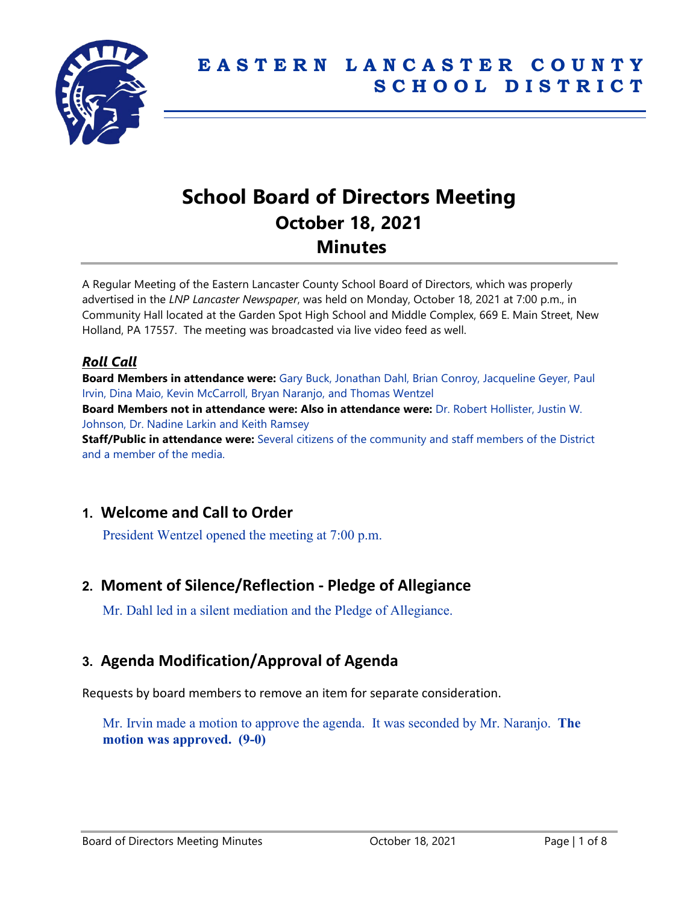# EASTERN LANCASTER COUNTY SCHOOL DISTRICT

# School Board of Directors Meeting
## October 18, 2021
## Minutes

A Regular Meeting of the Eastern Lancaster County School Board of Directors, which was properly advertised in the *LNP Lancaster Newspaper*, was held on Monday, October 18, 2021 at 7:00 p.m., in Community Hall located at the Garden Spot High School and Middle Complex, 669 E. Main Street, New Holland, PA 17557. The meeting was broadcasted via live video feed as well.

### *Roll Call*

**Board Members in attendance were:** Gary Buck, Jonathan Dahl, Brian Conroy, Jacqueline Geyer, Paul Irvin, Dina Maio, Kevin McCarroll, Bryan Naranjo, and Thomas Wentzel

**Board Members not in attendance were: Also in attendance were:** Dr. Robert Hollister, Justin W. Johnson, Dr. Nadine Larkin and Keith Ramsey

**Staff/Public in attendance were:** Several citizens of the community and staff members of the District and a member of the media.

## 1. Welcome and Call to Order

President Wentzel opened the meeting at 7:00 p.m.

## 2. Moment of Silence/Reflection - Pledge of Allegiance

Mr. Dahl led in a silent mediation and the Pledge of Allegiance.

## 3. Agenda Modification/Approval of Agenda

Requests by board members to remove an item for separate consideration.

Mr. Irvin made a motion to approve the agenda. It was seconded by Mr. Naranjo. **The motion was approved. (9-0)**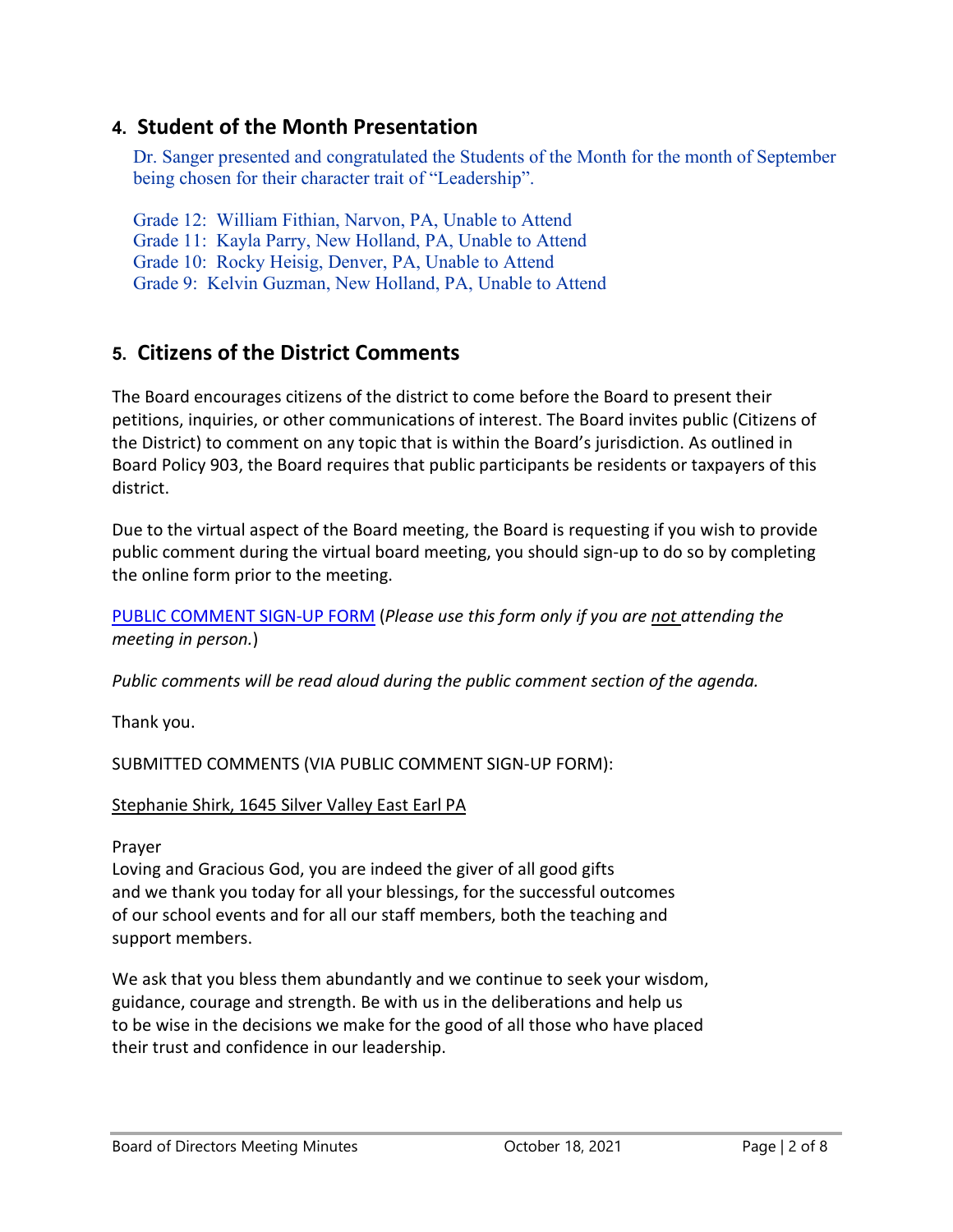## 4. Student of the Month Presentation

Dr. Sanger presented and congratulated the Students of the Month for the month of September being chosen for their character trait of "Leadership".

Grade 12: William Fithian, Narvon, PA, Unable to Attend
Grade 11: Kayla Parry, New Holland, PA, Unable to Attend
Grade 10: Rocky Heisig, Denver, PA, Unable to Attend
Grade 9: Kelvin Guzman, New Holland, PA, Unable to Attend

## 5. Citizens of the District Comments

The Board encourages citizens of the district to come before the Board to present their petitions, inquiries, or other communications of interest. The Board invites public (Citizens of the District) to comment on any topic that is within the Board's jurisdiction. As outlined in Board Policy 903, the Board requires that public participants be residents or taxpayers of this district.

Due to the virtual aspect of the Board meeting, the Board is requesting if you wish to provide public comment during the virtual board meeting, you should sign-up to do so by completing the online form prior to the meeting.

PUBLIC COMMENT SIGN-UP FORM (*Please use this form only if you are not attending the meeting in person.*)

*Public comments will be read aloud during the public comment section of the agenda.*

Thank you.

SUBMITTED COMMENTS (VIA PUBLIC COMMENT SIGN-UP FORM):

Stephanie Shirk, 1645 Silver Valley East Earl PA

Prayer
Loving and Gracious God, you are indeed the giver of all good gifts
and we thank you today for all your blessings, for the successful outcomes
of our school events and for all our staff members, both the teaching and
support members.

We ask that you bless them abundantly and we continue to seek your wisdom,
guidance, courage and strength. Be with us in the deliberations and help us
to be wise in the decisions we make for the good of all those who have placed
their trust and confidence in our leadership.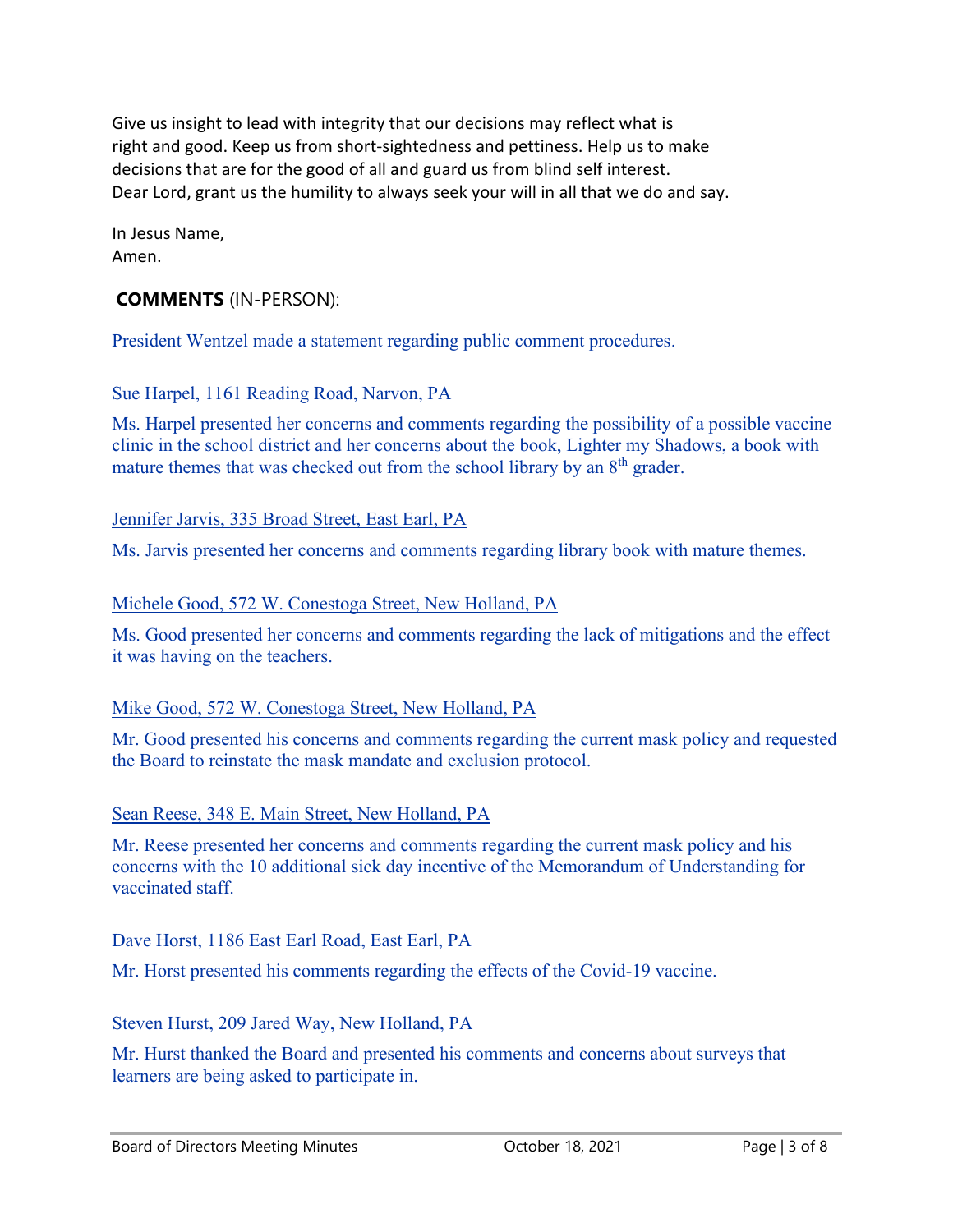Give us insight to lead with integrity that our decisions may reflect what is right and good. Keep us from short-sightedness and pettiness. Help us to make decisions that are for the good of all and guard us from blind self interest. Dear Lord, grant us the humility to always seek your will in all that we do and say.

In Jesus Name,
Amen.

**COMMENTS** (IN-PERSON):

President Wentzel made a statement regarding public comment procedures.

Sue Harpel, 1161 Reading Road, Narvon, PA

Ms. Harpel presented her concerns and comments regarding the possibility of a possible vaccine clinic in the school district and her concerns about the book, Lighter my Shadows, a book with mature themes that was checked out from the school library by an 8th grader.

Jennifer Jarvis, 335 Broad Street, East Earl, PA

Ms. Jarvis presented her concerns and comments regarding library book with mature themes.

Michele Good, 572 W. Conestoga Street, New Holland, PA

Ms. Good presented her concerns and comments regarding the lack of mitigations and the effect it was having on the teachers.

Mike Good, 572 W. Conestoga Street, New Holland, PA

Mr. Good presented his concerns and comments regarding the current mask policy and requested the Board to reinstate the mask mandate and exclusion protocol.

Sean Reese, 348 E. Main Street, New Holland, PA

Mr. Reese presented her concerns and comments regarding the current mask policy and his concerns with the 10 additional sick day incentive of the Memorandum of Understanding for vaccinated staff.

Dave Horst, 1186 East Earl Road, East Earl, PA

Mr. Horst presented his comments regarding the effects of the Covid-19 vaccine.

Steven Hurst, 209 Jared Way, New Holland, PA

Mr. Hurst thanked the Board and presented his comments and concerns about surveys that learners are being asked to participate in.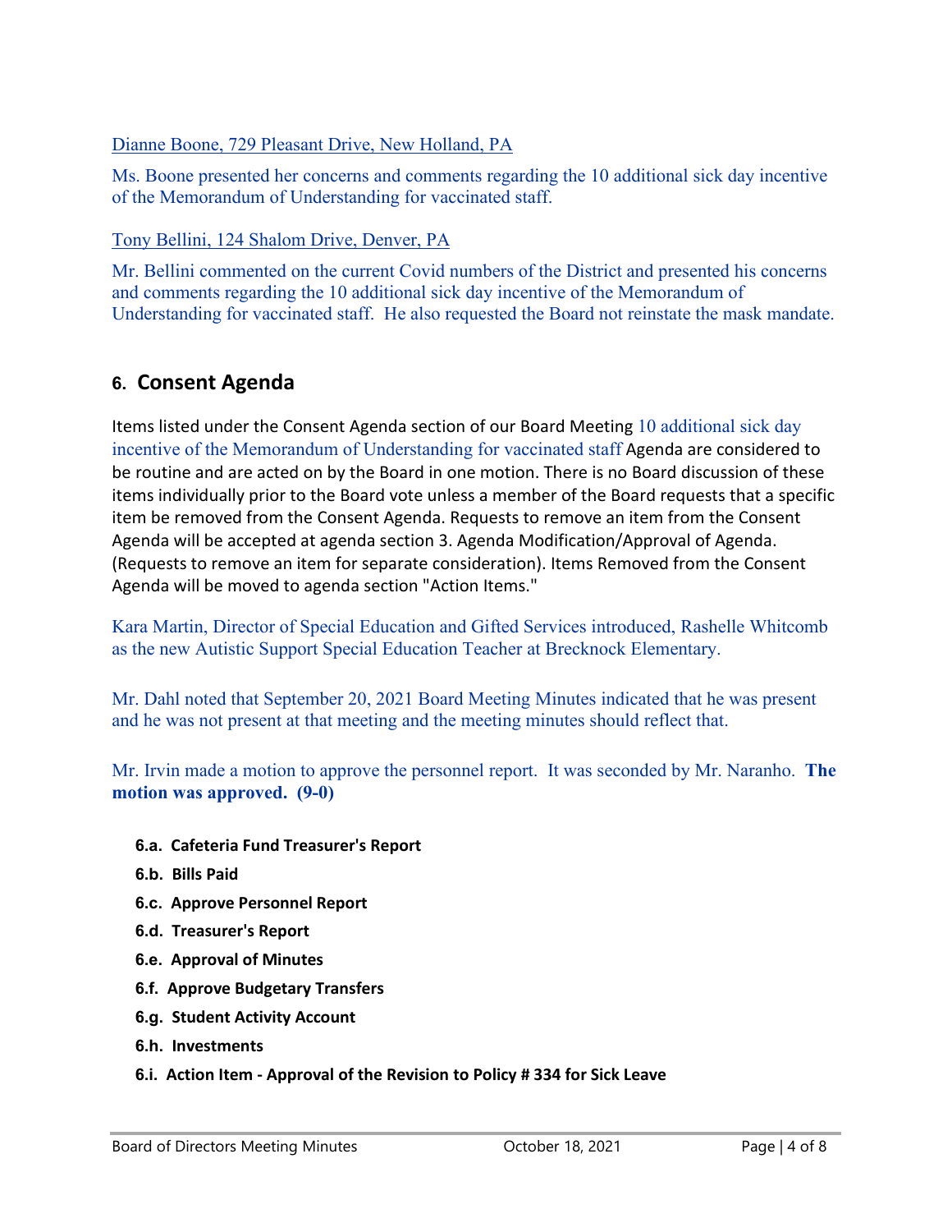Dianne Boone, 729 Pleasant Drive, New Holland, PA

Ms. Boone presented her concerns and comments regarding the 10 additional sick day incentive of the Memorandum of Understanding for vaccinated staff.

Tony Bellini, 124 Shalom Drive, Denver, PA

Mr. Bellini commented on the current Covid numbers of the District and presented his concerns and comments regarding the 10 additional sick day incentive of the Memorandum of Understanding for vaccinated staff. He also requested the Board not reinstate the mask mandate.

## 6. Consent Agenda

Items listed under the Consent Agenda section of our Board Meeting 10 additional sick day incentive of the Memorandum of Understanding for vaccinated staff Agenda are considered to be routine and are acted on by the Board in one motion. There is no Board discussion of these items individually prior to the Board vote unless a member of the Board requests that a specific item be removed from the Consent Agenda. Requests to remove an item from the Consent Agenda will be accepted at agenda section 3. Agenda Modification/Approval of Agenda. (Requests to remove an item for separate consideration). Items Removed from the Consent Agenda will be moved to agenda section "Action Items."

Kara Martin, Director of Special Education and Gifted Services introduced, Rashelle Whitcomb as the new Autistic Support Special Education Teacher at Brecknock Elementary.

Mr. Dahl noted that September 20, 2021 Board Meeting Minutes indicated that he was present and he was not present at that meeting and the meeting minutes should reflect that.

Mr. Irvin made a motion to approve the personnel report. It was seconded by Mr. Naranho. **The motion was approved. (9-0)**

- **6.a. Cafeteria Fund Treasurer's Report**
- **6.b. Bills Paid**
- **6.c. Approve Personnel Report**
- **6.d. Treasurer's Report**
- **6.e. Approval of Minutes**
- **6.f. Approve Budgetary Transfers**
- **6.g. Student Activity Account**
- **6.h. Investments**
- **6.i. Action Item - Approval of the Revision to Policy # 334 for Sick Leave**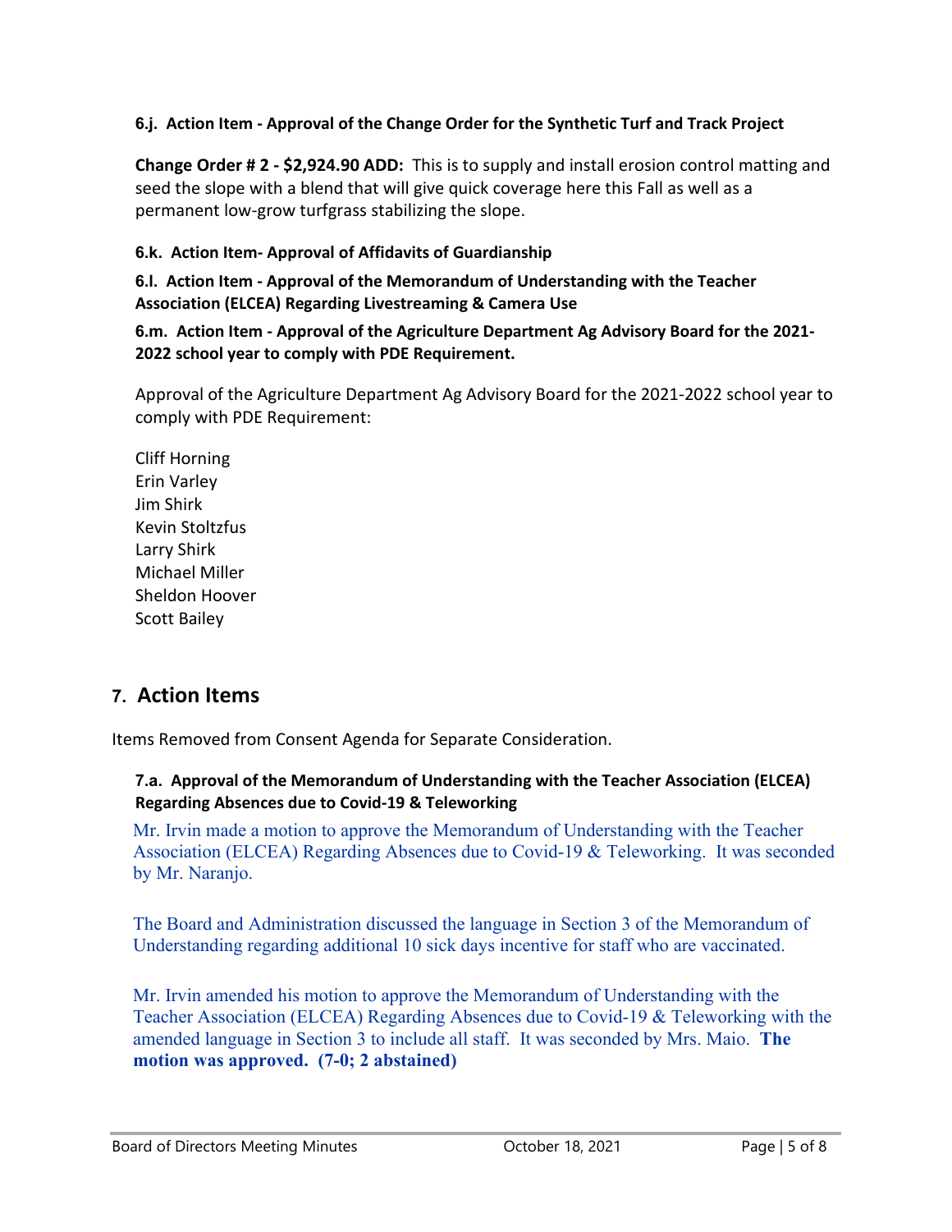**6.j. Action Item - Approval of the Change Order for the Synthetic Turf and Track Project**

**Change Order # 2 - $2,924.90 ADD:** This is to supply and install erosion control matting and seed the slope with a blend that will give quick coverage here this Fall as well as a permanent low-grow turfgrass stabilizing the slope.

**6.k. Action Item- Approval of Affidavits of Guardianship**

**6.l. Action Item - Approval of the Memorandum of Understanding with the Teacher Association (ELCEA) Regarding Livestreaming & Camera Use**

**6.m. Action Item - Approval of the Agriculture Department Ag Advisory Board for the 2021-2022 school year to comply with PDE Requirement.**

Approval of the Agriculture Department Ag Advisory Board for the 2021-2022 school year to comply with PDE Requirement:

Cliff Horning
Erin Varley
Jim Shirk
Kevin Stoltzfus
Larry Shirk
Michael Miller
Sheldon Hoover
Scott Bailey

## 7. Action Items

Items Removed from Consent Agenda for Separate Consideration.

**7.a. Approval of the Memorandum of Understanding with the Teacher Association (ELCEA) Regarding Absences due to Covid-19 & Teleworking**

Mr. Irvin made a motion to approve the Memorandum of Understanding with the Teacher Association (ELCEA) Regarding Absences due to Covid-19 & Teleworking. It was seconded by Mr. Naranjo.

The Board and Administration discussed the language in Section 3 of the Memorandum of Understanding regarding additional 10 sick days incentive for staff who are vaccinated.

Mr. Irvin amended his motion to approve the Memorandum of Understanding with the Teacher Association (ELCEA) Regarding Absences due to Covid-19 & Teleworking with the amended language in Section 3 to include all staff. It was seconded by Mrs. Maio. **The motion was approved. (7-0; 2 abstained)**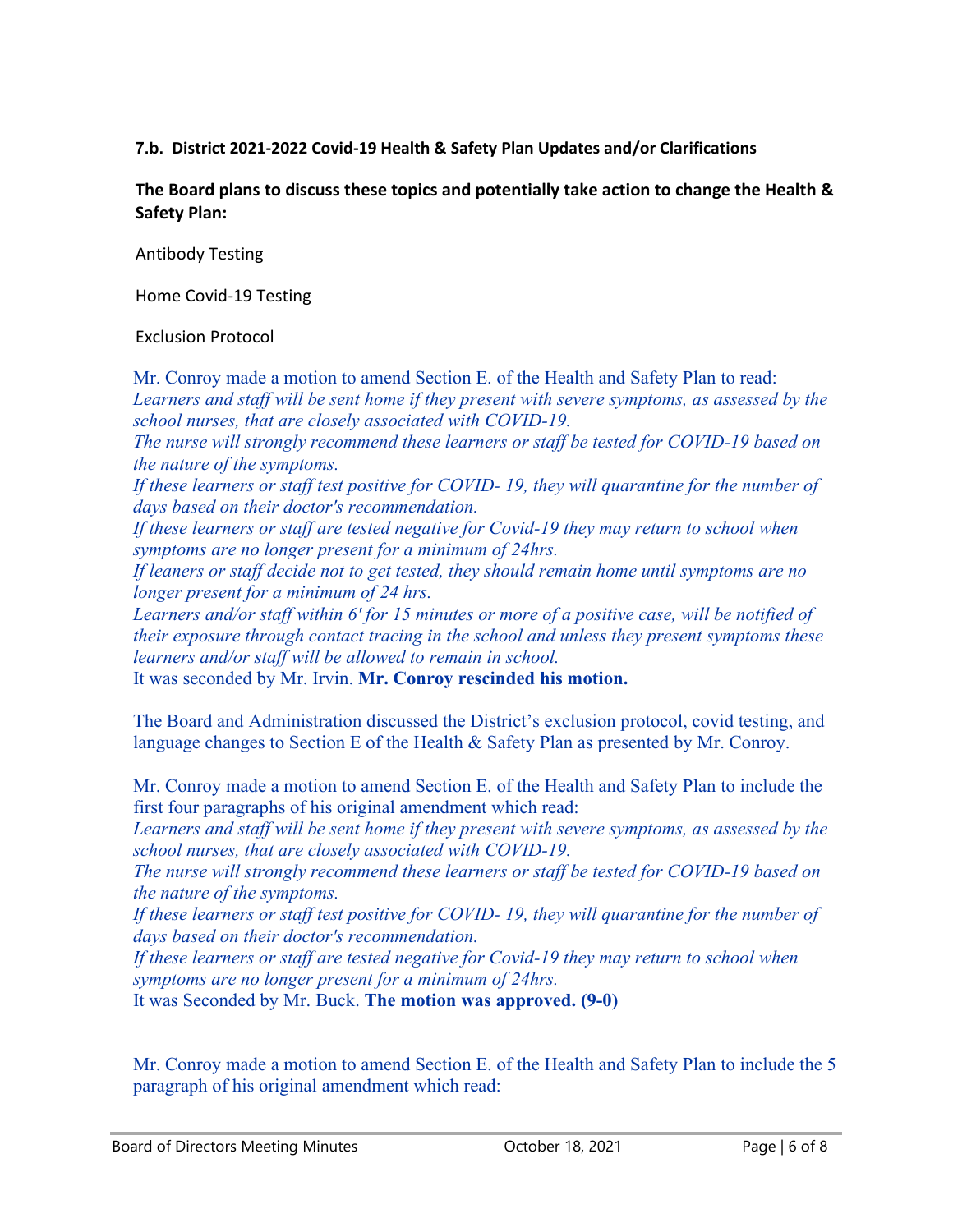**7.b. District 2021-2022 Covid-19 Health & Safety Plan Updates and/or Clarifications**

**The Board plans to discuss these topics and potentially take action to change the Health & Safety Plan:**

Antibody Testing

Home Covid-19 Testing

Exclusion Protocol

Mr. Conroy made a motion to amend Section E. of the Health and Safety Plan to read:
*Learners and staff will be sent home if they present with severe symptoms, as assessed by the school nurses, that are closely associated with COVID-19.*
*The nurse will strongly recommend these learners or staff be tested for COVID-19 based on the nature of the symptoms.*
*If these learners or staff test positive for COVID- 19, they will quarantine for the number of days based on their doctor's recommendation.*
*If these learners or staff are tested negative for Covid-19 they may return to school when symptoms are no longer present for a minimum of 24hrs.*
*If leaners or staff decide not to get tested, they should remain home until symptoms are no longer present for a minimum of 24 hrs.*
*Learners and/or staff within 6' for 15 minutes or more of a positive case, will be notified of their exposure through contact tracing in the school and unless they present symptoms these learners and/or staff will be allowed to remain in school.*
It was seconded by Mr. Irvin. **Mr. Conroy rescinded his motion.**

The Board and Administration discussed the District's exclusion protocol, covid testing, and language changes to Section E of the Health & Safety Plan as presented by Mr. Conroy.

Mr. Conroy made a motion to amend Section E. of the Health and Safety Plan to include the first four paragraphs of his original amendment which read:
*Learners and staff will be sent home if they present with severe symptoms, as assessed by the school nurses, that are closely associated with COVID-19.*
*The nurse will strongly recommend these learners or staff be tested for COVID-19 based on the nature of the symptoms.*
*If these learners or staff test positive for COVID- 19, they will quarantine for the number of days based on their doctor's recommendation.*
*If these learners or staff are tested negative for Covid-19 they may return to school when symptoms are no longer present for a minimum of 24hrs.*
It was Seconded by Mr. Buck. **The motion was approved. (9-0)**

Mr. Conroy made a motion to amend Section E. of the Health and Safety Plan to include the 5 paragraph of his original amendment which read: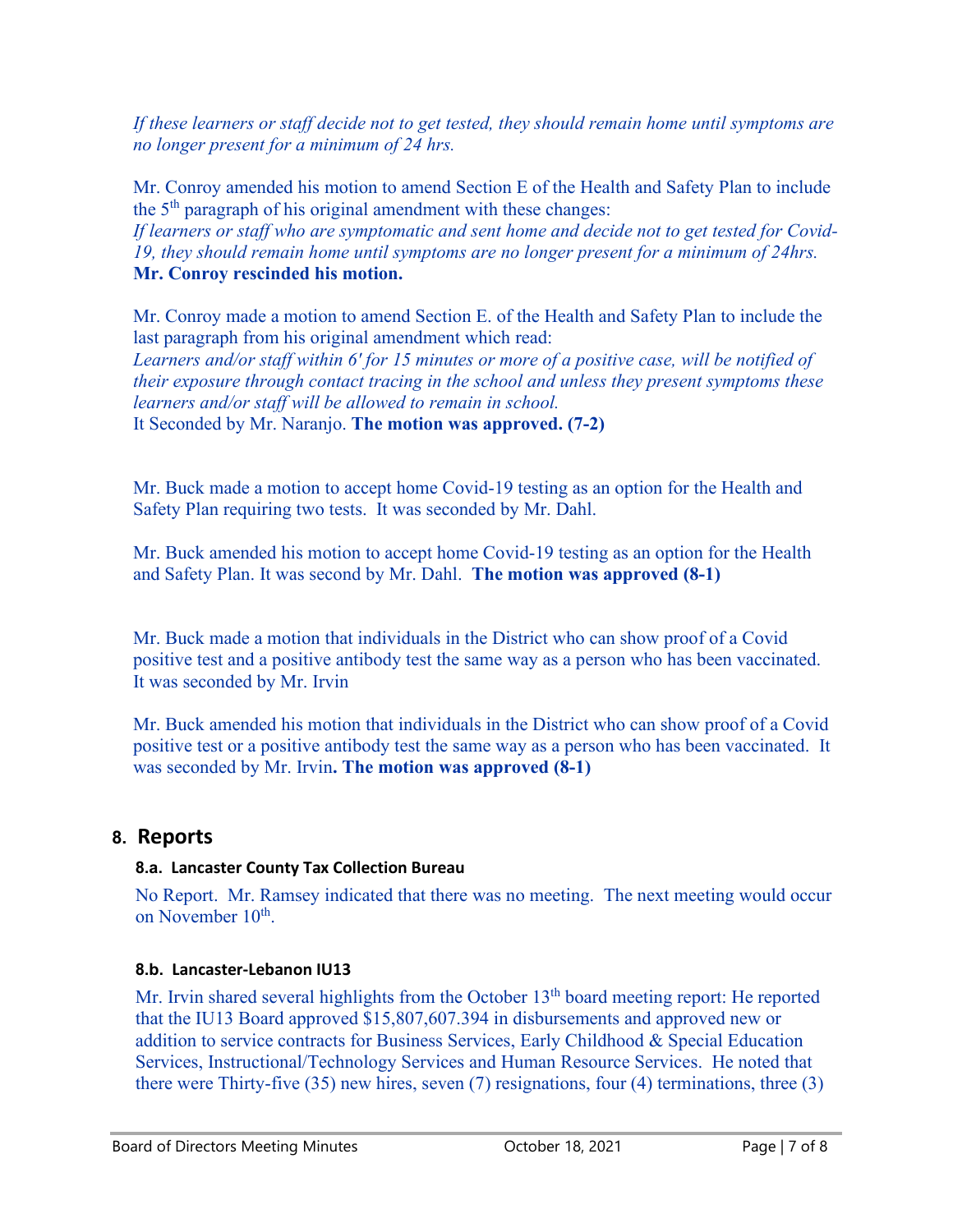*If these learners or staff decide not to get tested, they should remain home until symptoms are no longer present for a minimum of 24 hrs.*

Mr. Conroy amended his motion to amend Section E of the Health and Safety Plan to include the 5th paragraph of his original amendment with these changes:
*If learners or staff who are symptomatic and sent home and decide not to get tested for Covid-19, they should remain home until symptoms are no longer present for a minimum of 24hrs.*
**Mr. Conroy rescinded his motion.**

Mr. Conroy made a motion to amend Section E. of the Health and Safety Plan to include the last paragraph from his original amendment which read:
*Learners and/or staff within 6' for 15 minutes or more of a positive case, will be notified of their exposure through contact tracing in the school and unless they present symptoms these learners and/or staff will be allowed to remain in school.*
It Seconded by Mr. Naranjo. **The motion was approved. (7-2)**

Mr. Buck made a motion to accept home Covid-19 testing as an option for the Health and Safety Plan requiring two tests. It was seconded by Mr. Dahl.

Mr. Buck amended his motion to accept home Covid-19 testing as an option for the Health and Safety Plan. It was second by Mr. Dahl. **The motion was approved (8-1)**

Mr. Buck made a motion that individuals in the District who can show proof of a Covid positive test and a positive antibody test the same way as a person who has been vaccinated. It was seconded by Mr. Irvin

Mr. Buck amended his motion that individuals in the District who can show proof of a Covid positive test or a positive antibody test the same way as a person who has been vaccinated. It was seconded by Mr. Irvin**. The motion was approved (8-1)**

## 8. Reports

### 8.a. Lancaster County Tax Collection Bureau

No Report. Mr. Ramsey indicated that there was no meeting. The next meeting would occur on November 10th.

### 8.b. Lancaster-Lebanon IU13

Mr. Irvin shared several highlights from the October 13th board meeting report: He reported that the IU13 Board approved $15,807,607.394 in disbursements and approved new or addition to service contracts for Business Services, Early Childhood & Special Education Services, Instructional/Technology Services and Human Resource Services. He noted that there were Thirty-five (35) new hires, seven (7) resignations, four (4) terminations, three (3)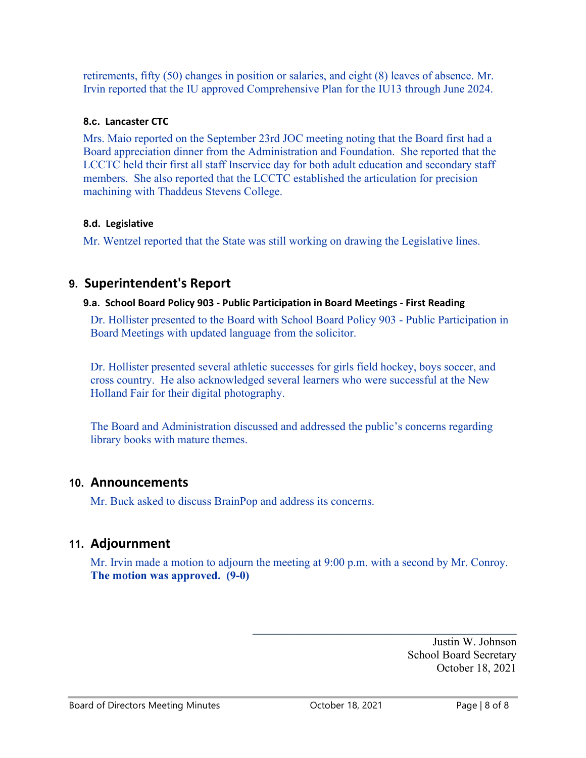retirements, fifty (50) changes in position or salaries, and eight (8) leaves of absence. Mr. Irvin reported that the IU approved Comprehensive Plan for the IU13 through June 2024.

#### 8.c. Lancaster CTC

Mrs. Maio reported on the September 23rd JOC meeting noting that the Board first had a Board appreciation dinner from the Administration and Foundation. She reported that the LCCTC held their first all staff Inservice day for both adult education and secondary staff members. She also reported that the LCCTC established the articulation for precision machining with Thaddeus Stevens College.

#### 8.d. Legislative

Mr. Wentzel reported that the State was still working on drawing the Legislative lines.

## 9. Superintendent's Report

#### 9.a. School Board Policy 903 - Public Participation in Board Meetings - First Reading

Dr. Hollister presented to the Board with School Board Policy 903 - Public Participation in Board Meetings with updated language from the solicitor.

Dr. Hollister presented several athletic successes for girls field hockey, boys soccer, and cross country. He also acknowledged several learners who were successful at the New Holland Fair for their digital photography.

The Board and Administration discussed and addressed the public's concerns regarding library books with mature themes.

## 10. Announcements

Mr. Buck asked to discuss BrainPop and address its concerns.

## 11. Adjournment

Mr. Irvin made a motion to adjourn the meeting at 9:00 p.m. with a second by Mr. Conroy. **The motion was approved. (9-0)**

\_\_\_\_\_\_\_\_\_\_\_\_\_\_\_\_\_\_\_\_\_\_\_\_\_\_\_\_\_\_\_\_\_\_\_\_

Justin W. Johnson
School Board Secretary
October 18, 2021